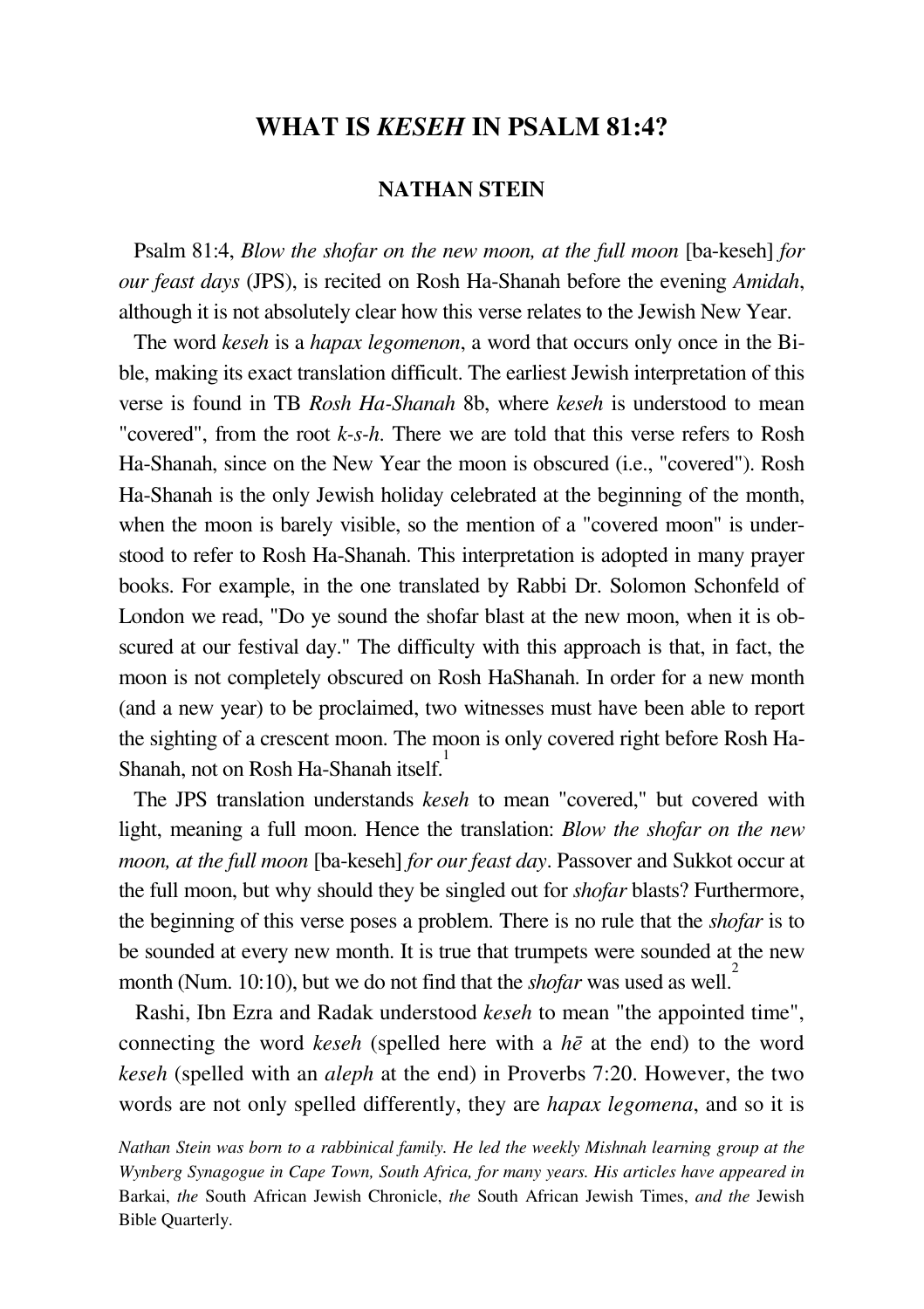# WHAT IS *KESEH* IN PSALM 81:4?

## NATHAN STEIN

Psalm 81:4, *Blow the shofar on the new moon, at the full moon* [ba-keseh] *for our feast days* (JPS), is recited on Rosh Ha-Shanah before the evening *Amidah*, although it is not absolutely clear how this verse relates to the Jewish New Year.

The word *keseh* is a *hapax legomenon*, a word that occurs only once in the Bible, making its exact translation difficult. The earliest Jewish interpretation of this verse is found in TB *Rosh Ha-Shanah* 8b, where *keseh* is understood to mean "covered", from the root *k-s-h*. There we are told that this verse refers to Rosh Ha-Shanah, since on the New Year the moon is obscured (i.e., "covered"). Rosh Ha-Shanah is the only Jewish holiday celebrated at the beginning of the month, when the moon is barely visible, so the mention of a "covered moon" is understood to refer to Rosh Ha-Shanah. This interpretation is adopted in many prayer books. For example, in the one translated by Rabbi Dr. Solomon Schonfeld of London we read, "Do ye sound the shofar blast at the new moon, when it is obscured at our festival day." The difficulty with this approach is that, in fact, the moon is not completely obscured on Rosh HaShanah. In order for a new month (and a new year) to be proclaimed, two witnesses must have been able to report the sighting of a crescent moon. The moon is only covered right before Rosh Ha-Shanah, not on Rosh Ha-Shanah itself.[1]

The JPS translation understands *keseh* to mean "covered," but covered with light, meaning a full moon. Hence the translation: *Blow the shofar on the new moon, at the full moon* [ba-keseh] *for our feast day*. Passover and Sukkot occur at the full moon, but why should they be singled out for *shofar* blasts? Furthermore, the beginning of this verse poses a problem. There is no rule that the *shofar* is to be sounded at every new month. It is true that trumpets were sounded at the new month (Num. 10:10), but we do not find that the *shofar* was used as well.[2]

Rashi, Ibn Ezra and Radak understood *keseh* to mean "the appointed time", connecting the word *keseh* (spelled here with a *hē* at the end) to the word *keseh* (spelled with an *aleph* at the end) in Proverbs 7:20. However, the two words are not only spelled differently, they are *hapax legomena*, and so it is

*Nathan Stein was born to a rabbinical family. He led the weekly Mishnah learning group at the Wynberg Synagogue in Cape Town, South Africa, for many years. His articles have appeared in* Barkai, *the* South African Jewish Chronicle, *the* South African Jewish Times, *and the* Jewish Bible Quarterly.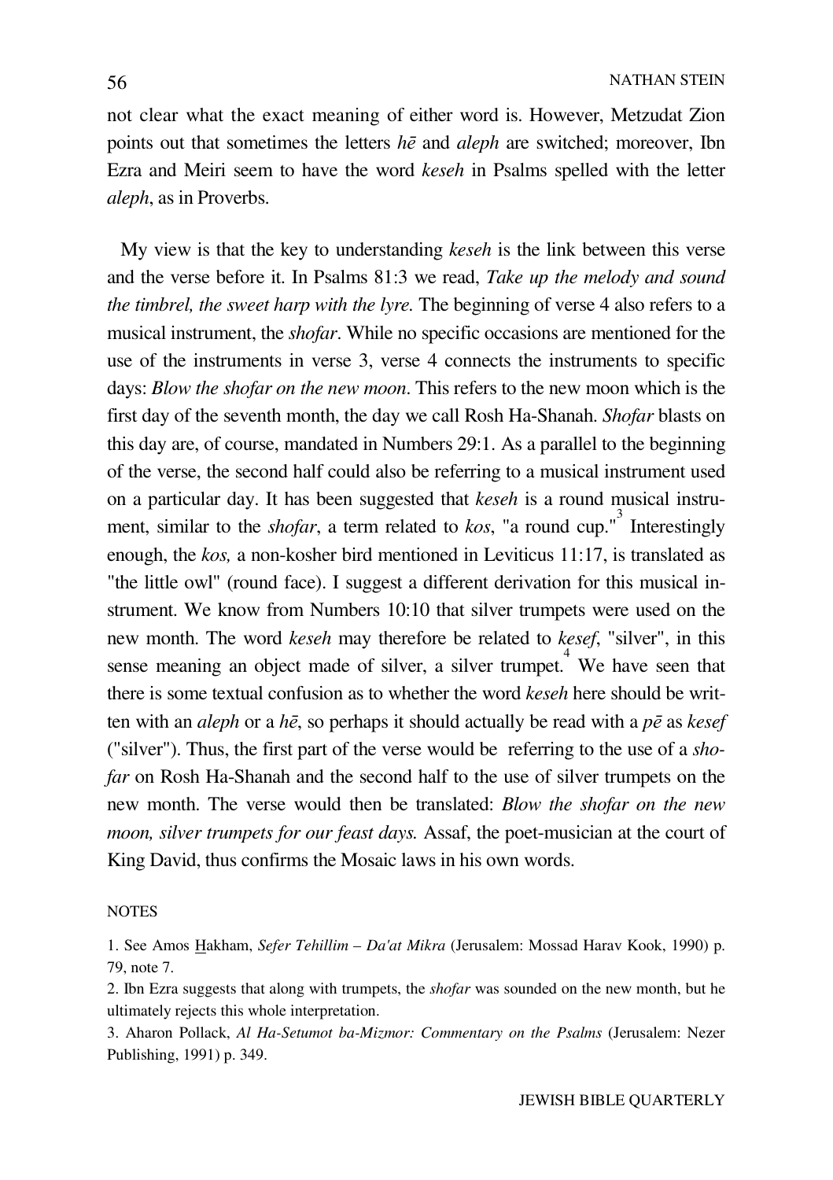not clear what the exact meaning of either word is. However, Metzudat Zion points out that sometimes the letters *hē* and *aleph* are switched; moreover, Ibn Ezra and Meiri seem to have the word *keseh* in Psalms spelled with the letter *aleph*, as in Proverbs.

My view is that the key to understanding *keseh* is the link between this verse and the verse before it. In Psalms 81:3 we read, *Take up the melody and sound the timbrel, the sweet harp with the lyre.* The beginning of verse 4 also refers to a musical instrument, the *shofar*. While no specific occasions are mentioned for the use of the instruments in verse 3, verse 4 connects the instruments to specific days: *Blow the shofar on the new moon*. This refers to the new moon which is the first day of the seventh month, the day we call Rosh Ha-Shanah. *Shofar* blasts on this day are, of course, mandated in Numbers 29:1. As a parallel to the beginning of the verse, the second half could also be referring to a musical instrument used on a particular day. It has been suggested that *keseh* is a round musical instrument, similar to the *shofar*, a term related to *kos*, "a round cup."[3] Interestingly enough, the *kos,* a non-kosher bird mentioned in Leviticus 11:17, is translated as "the little owl" (round face). I suggest a different derivation for this musical instrument. We know from Numbers 10:10 that silver trumpets were used on the new month. The word *keseh* may therefore be related to *kesef*, "silver", in this sense meaning an object made of silver, a silver trumpet.[4] We have seen that there is some textual confusion as to whether the word *keseh* here should be written with an *aleph* or a *hē*, so perhaps it should actually be read with a *pē* as *kesef* ("silver"). Thus, the first part of the verse would be referring to the use of a *shofar* on Rosh Ha-Shanah and the second half to the use of silver trumpets on the new month. The verse would then be translated: *Blow the shofar on the new moon, silver trumpets for our feast days.* Assaf, the poet-musician at the court of King David, thus confirms the Mosaic laws in his own words.

NOTES

1. See Amos Hakham, *Sefer Tehillim – Da'at Mikra* (Jerusalem: Mossad Harav Kook, 1990) p. 79, note 7.

2. Ibn Ezra suggests that along with trumpets, the *shofar* was sounded on the new month, but he ultimately rejects this whole interpretation.

3. Aharon Pollack, *Al Ha-Setumot ba-Mizmor: Commentary on the Psalms* (Jerusalem: Nezer Publishing, 1991) p. 349.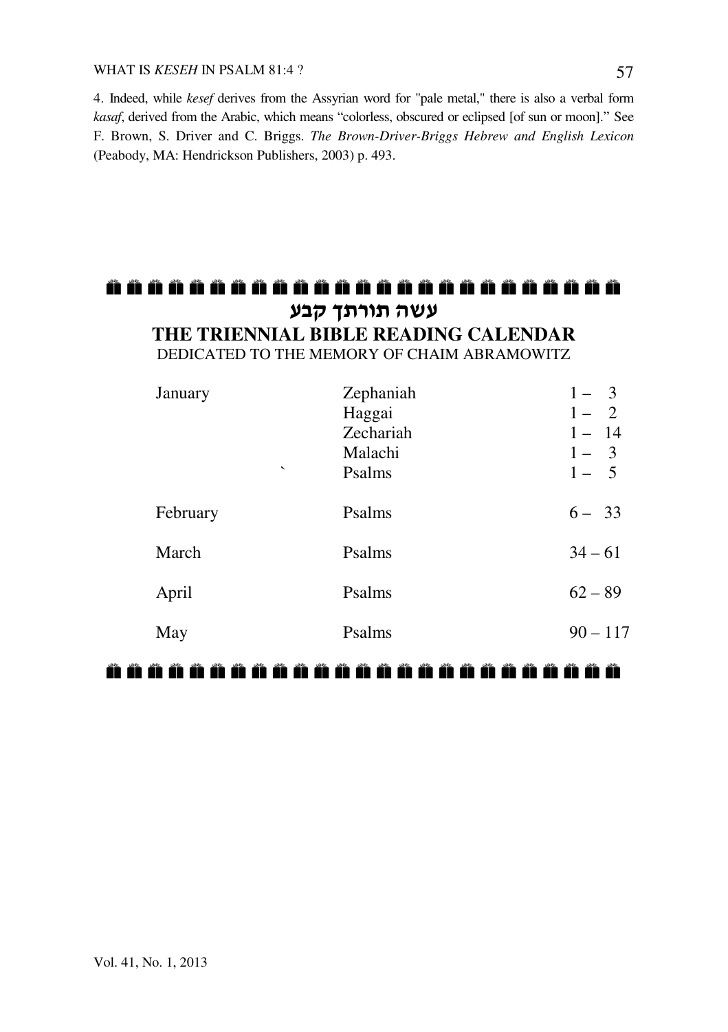4. Indeed, while *kesef* derives from the Assyrian word for "pale metal," there is also a verbal form *kasaf*, derived from the Arabic, which means "colorless, obscured or eclipsed [of sun or moon]." See F. Brown, S. Driver and C. Briggs. *The Brown-Driver-Briggs Hebrew and English Lexicon* (Peabody, MA: Hendrickson Publishers, 2003) p. 493.

## עשה תורתך קבע

## THE TRIENNIAL BIBLE READING CALENDAR

DEDICATED TO THE MEMORY OF CHAIM ABRAMOWITZ

| | | |
|---|---|---|
| January | Zephaniah | 1 – 3 |
| | Haggai | 1 – 2 |
| | Zechariah | 1 – 14 |
| | Malachi | 1 – 3 |
| | Psalms | 1 – 5 |
| February | Psalms | 6 – 33 |
| March | Psalms | 34 – 61 |
| April | Psalms | 62 – 89 |
| May | Psalms | 90 – 117 |